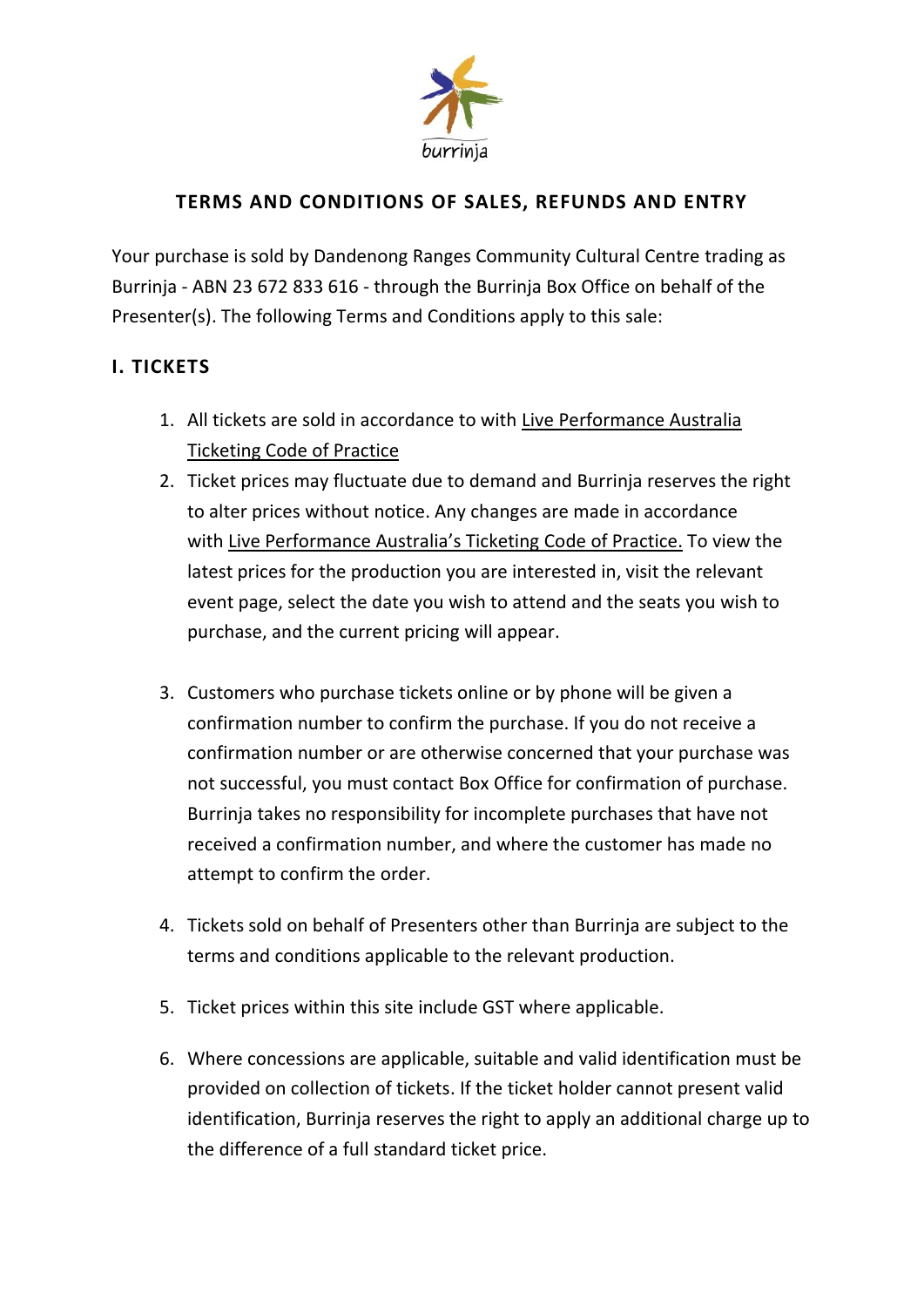burrinja

# TERMS AND CONDITIONS OF SALES, REFUNDS AND ENTRY

Your purchase is sold by Dandenong Ranges Community Cultural Centre trading as Burrinja - ABN 23 672 833 616 - through the Burrinja Box Office on behalf of the Presenter(s). The following Terms and Conditions apply to this sale:

## I. TICKETS

1. All tickets are sold in accordance to with Live Performance Australia Ticketing Code of Practice
2. Ticket prices may fluctuate due to demand and Burrinja reserves the right to alter prices without notice. Any changes are made in accordance with Live Performance Australia's Ticketing Code of Practice. To view the latest prices for the production you are interested in, visit the relevant event page, select the date you wish to attend and the seats you wish to purchase, and the current pricing will appear.
3. Customers who purchase tickets online or by phone will be given a confirmation number to confirm the purchase. If you do not receive a confirmation number or are otherwise concerned that your purchase was not successful, you must contact Box Office for confirmation of purchase. Burrinja takes no responsibility for incomplete purchases that have not received a confirmation number, and where the customer has made no attempt to confirm the order.
4. Tickets sold on behalf of Presenters other than Burrinja are subject to the terms and conditions applicable to the relevant production.
5. Ticket prices within this site include GST where applicable.
6. Where concessions are applicable, suitable and valid identification must be provided on collection of tickets. If the ticket holder cannot present valid identification, Burrinja reserves the right to apply an additional charge up to the difference of a full standard ticket price.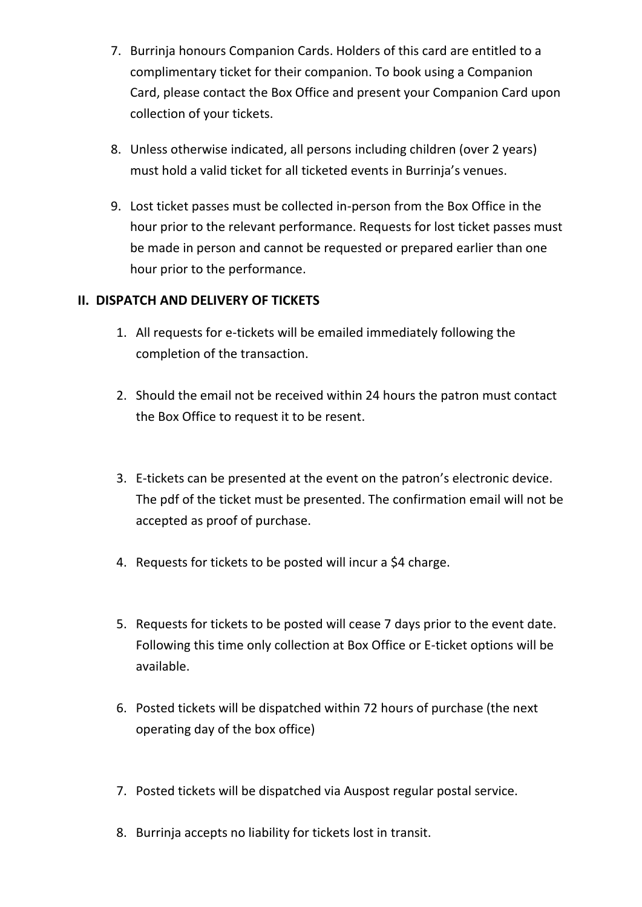7. Burrinja honours Companion Cards. Holders of this card are entitled to a complimentary ticket for their companion. To book using a Companion Card, please contact the Box Office and present your Companion Card upon collection of your tickets.

8. Unless otherwise indicated, all persons including children (over 2 years) must hold a valid ticket for all ticketed events in Burrinja's venues.

9. Lost ticket passes must be collected in-person from the Box Office in the hour prior to the relevant performance. Requests for lost ticket passes must be made in person and cannot be requested or prepared earlier than one hour prior to the performance.

## II. DISPATCH AND DELIVERY OF TICKETS

1. All requests for e-tickets will be emailed immediately following the completion of the transaction.

2. Should the email not be received within 24 hours the patron must contact the Box Office to request it to be resent.

3. E-tickets can be presented at the event on the patron's electronic device. The pdf of the ticket must be presented. The confirmation email will not be accepted as proof of purchase.

4. Requests for tickets to be posted will incur a $4 charge.

5. Requests for tickets to be posted will cease 7 days prior to the event date. Following this time only collection at Box Office or E-ticket options will be available.

6. Posted tickets will be dispatched within 72 hours of purchase (the next operating day of the box office)

7. Posted tickets will be dispatched via Auspost regular postal service.

8. Burrinja accepts no liability for tickets lost in transit.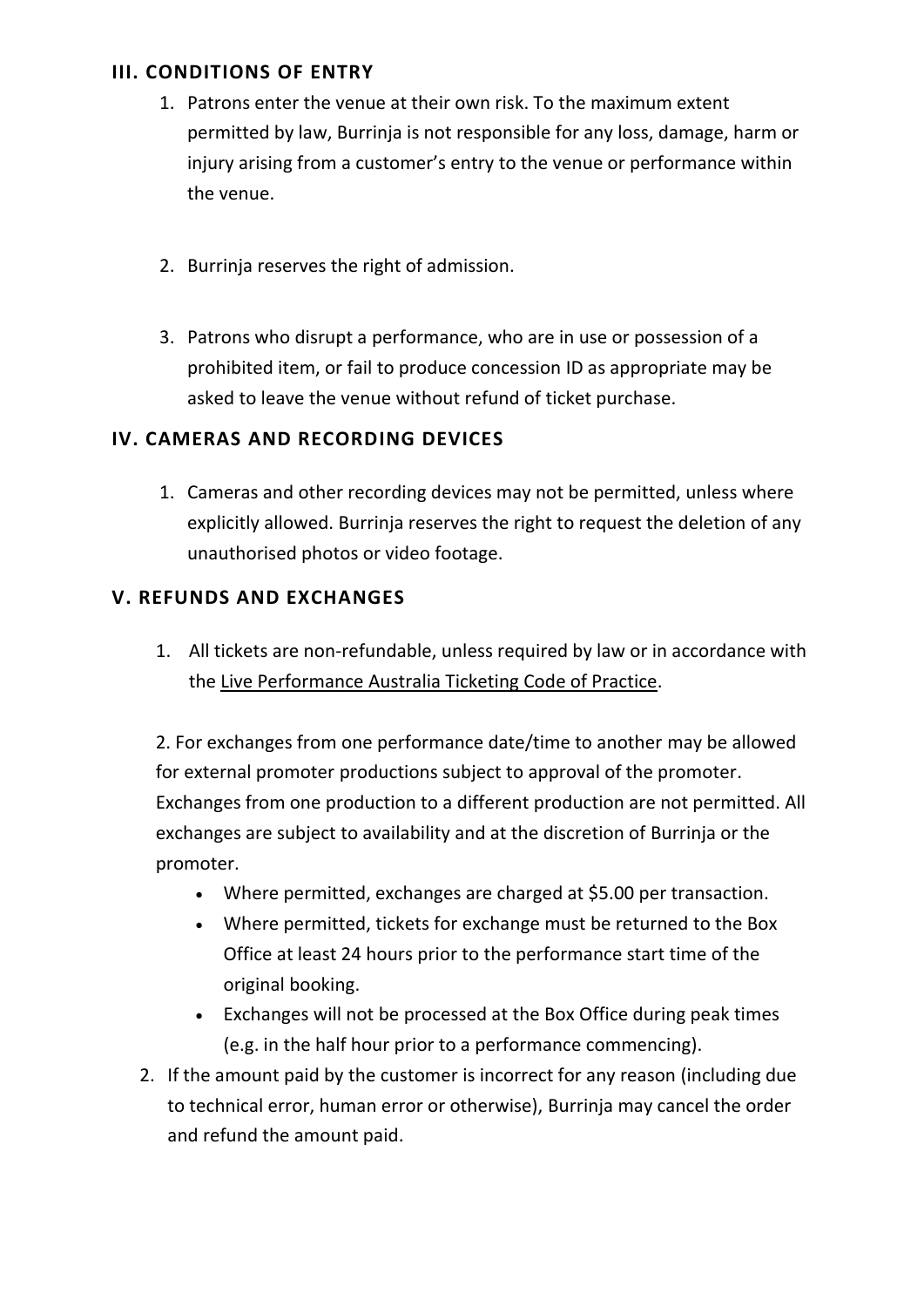### III. CONDITIONS OF ENTRY

1. Patrons enter the venue at their own risk. To the maximum extent permitted by law, Burrinja is not responsible for any loss, damage, harm or injury arising from a customer's entry to the venue or performance within the venue.

2. Burrinja reserves the right of admission.

3. Patrons who disrupt a performance, who are in use or possession of a prohibited item, or fail to produce concession ID as appropriate may be asked to leave the venue without refund of ticket purchase.

### IV. CAMERAS AND RECORDING DEVICES

1. Cameras and other recording devices may not be permitted, unless where explicitly allowed. Burrinja reserves the right to request the deletion of any unauthorised photos or video footage.

### V. REFUNDS AND EXCHANGES

1. All tickets are non-refundable, unless required by law or in accordance with the Live Performance Australia Ticketing Code of Practice.

   2. For exchanges from one performance date/time to another may be allowed for external promoter productions subject to approval of the promoter. Exchanges from one production to a different production are not permitted. All exchanges are subject to availability and at the discretion of Burrinja or the promoter.

   - Where permitted, exchanges are charged at $5.00 per transaction.
   - Where permitted, tickets for exchange must be returned to the Box Office at least 24 hours prior to the performance start time of the original booking.
   - Exchanges will not be processed at the Box Office during peak times (e.g. in the half hour prior to a performance commencing).

2. If the amount paid by the customer is incorrect for any reason (including due to technical error, human error or otherwise), Burrinja may cancel the order and refund the amount paid.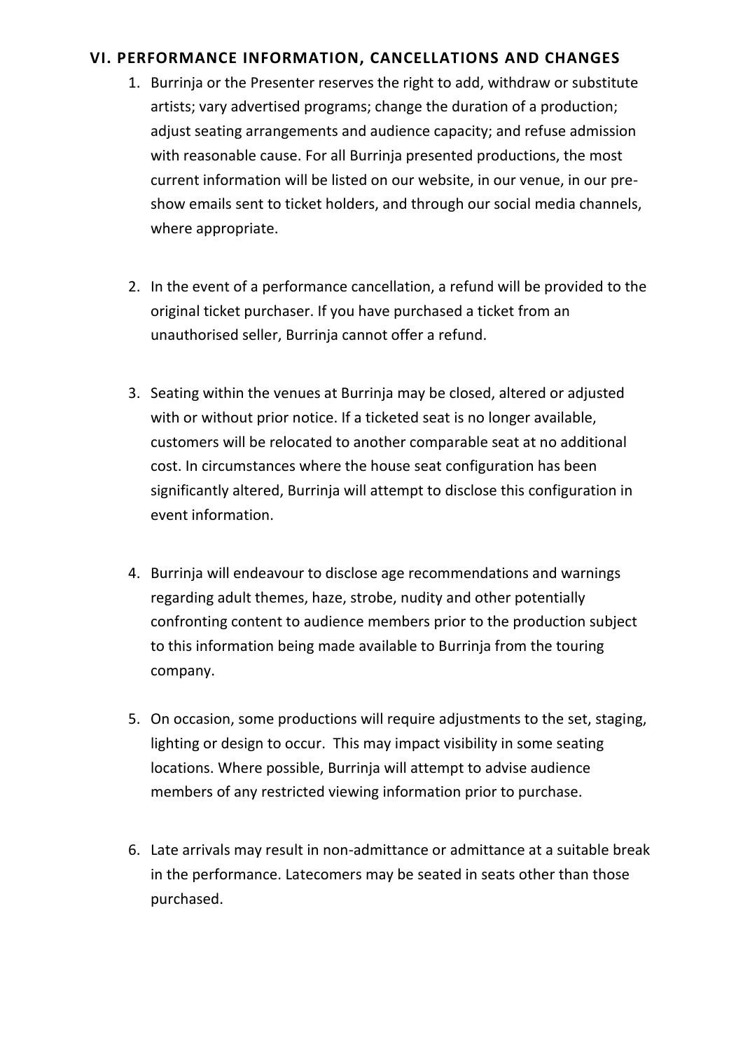## VI. PERFORMANCE INFORMATION, CANCELLATIONS AND CHANGES

1. Burrinja or the Presenter reserves the right to add, withdraw or substitute artists; vary advertised programs; change the duration of a production; adjust seating arrangements and audience capacity; and refuse admission with reasonable cause. For all Burrinja presented productions, the most current information will be listed on our website, in our venue, in our pre-show emails sent to ticket holders, and through our social media channels, where appropriate.

2. In the event of a performance cancellation, a refund will be provided to the original ticket purchaser. If you have purchased a ticket from an unauthorised seller, Burrinja cannot offer a refund.

3. Seating within the venues at Burrinja may be closed, altered or adjusted with or without prior notice. If a ticketed seat is no longer available, customers will be relocated to another comparable seat at no additional cost. In circumstances where the house seat configuration has been significantly altered, Burrinja will attempt to disclose this configuration in event information.

4. Burrinja will endeavour to disclose age recommendations and warnings regarding adult themes, haze, strobe, nudity and other potentially confronting content to audience members prior to the production subject to this information being made available to Burrinja from the touring company.

5. On occasion, some productions will require adjustments to the set, staging, lighting or design to occur. This may impact visibility in some seating locations. Where possible, Burrinja will attempt to advise audience members of any restricted viewing information prior to purchase.

6. Late arrivals may result in non-admittance or admittance at a suitable break in the performance. Latecomers may be seated in seats other than those purchased.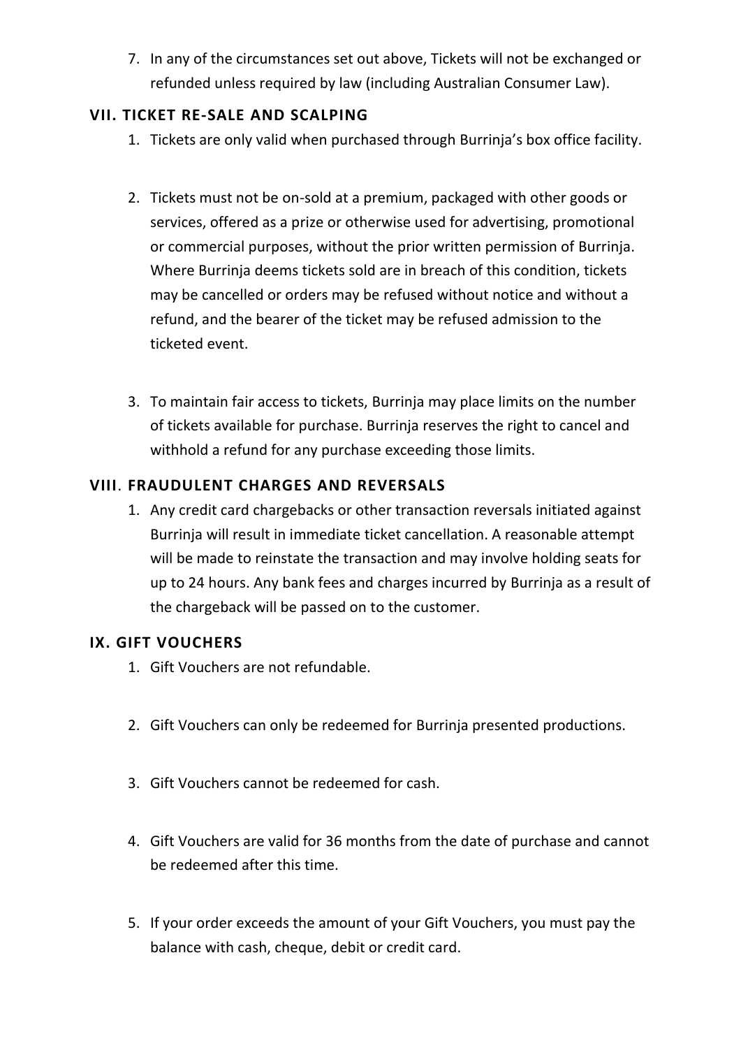7. In any of the circumstances set out above, Tickets will not be exchanged or refunded unless required by law (including Australian Consumer Law).

## VII. TICKET RE-SALE AND SCALPING

1. Tickets are only valid when purchased through Burrinja's box office facility.

2. Tickets must not be on-sold at a premium, packaged with other goods or services, offered as a prize or otherwise used for advertising, promotional or commercial purposes, without the prior written permission of Burrinja. Where Burrinja deems tickets sold are in breach of this condition, tickets may be cancelled or orders may be refused without notice and without a refund, and the bearer of the ticket may be refused admission to the ticketed event.

3. To maintain fair access to tickets, Burrinja may place limits on the number of tickets available for purchase. Burrinja reserves the right to cancel and withhold a refund for any purchase exceeding those limits.

## VIII. FRAUDULENT CHARGES AND REVERSALS

1. Any credit card chargebacks or other transaction reversals initiated against Burrinja will result in immediate ticket cancellation. A reasonable attempt will be made to reinstate the transaction and may involve holding seats for up to 24 hours. Any bank fees and charges incurred by Burrinja as a result of the chargeback will be passed on to the customer.

## IX. GIFT VOUCHERS

1. Gift Vouchers are not refundable.

2. Gift Vouchers can only be redeemed for Burrinja presented productions.

3. Gift Vouchers cannot be redeemed for cash.

4. Gift Vouchers are valid for 36 months from the date of purchase and cannot be redeemed after this time.

5. If your order exceeds the amount of your Gift Vouchers, you must pay the balance with cash, cheque, debit or credit card.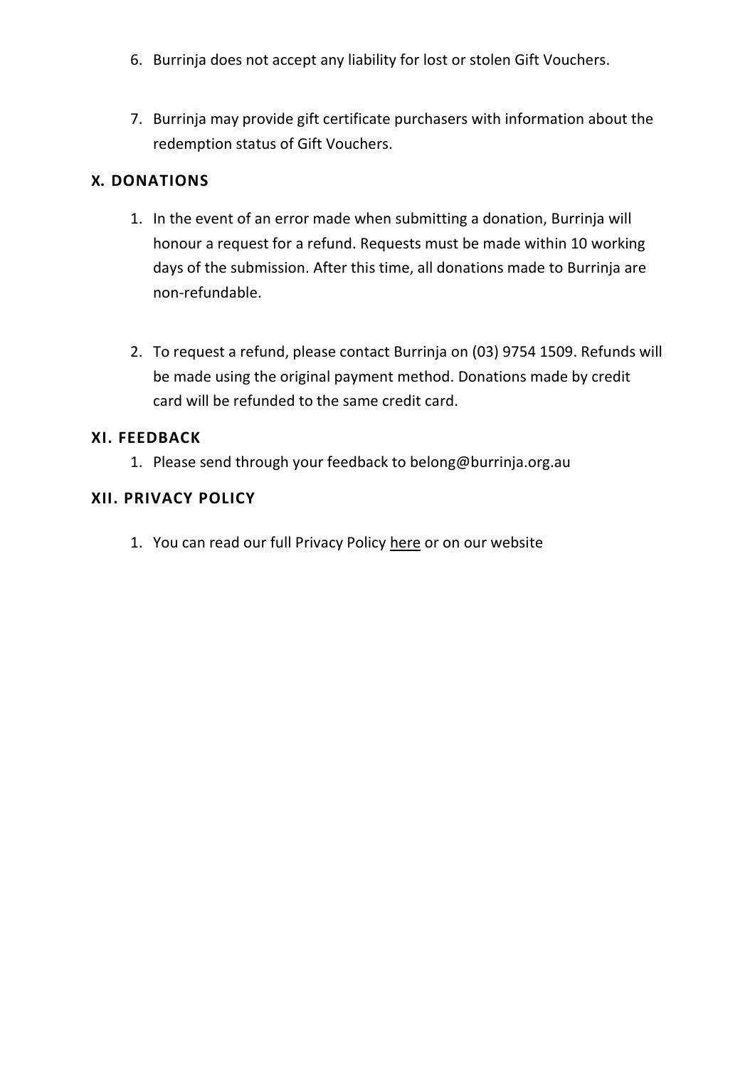6. Burrinja does not accept any liability for lost or stolen Gift Vouchers.

7. Burrinja may provide gift certificate purchasers with information about the redemption status of Gift Vouchers.

## X. DONATIONS

1. In the event of an error made when submitting a donation, Burrinja will honour a request for a refund. Requests must be made within 10 working days of the submission. After this time, all donations made to Burrinja are non-refundable.

2. To request a refund, please contact Burrinja on (03) 9754 1509. Refunds will be made using the original payment method. Donations made by credit card will be refunded to the same credit card.

## XI. FEEDBACK

1. Please send through your feedback to belong@burrinja.org.au

## XII. PRIVACY POLICY

1. You can read our full Privacy Policy here or on our website